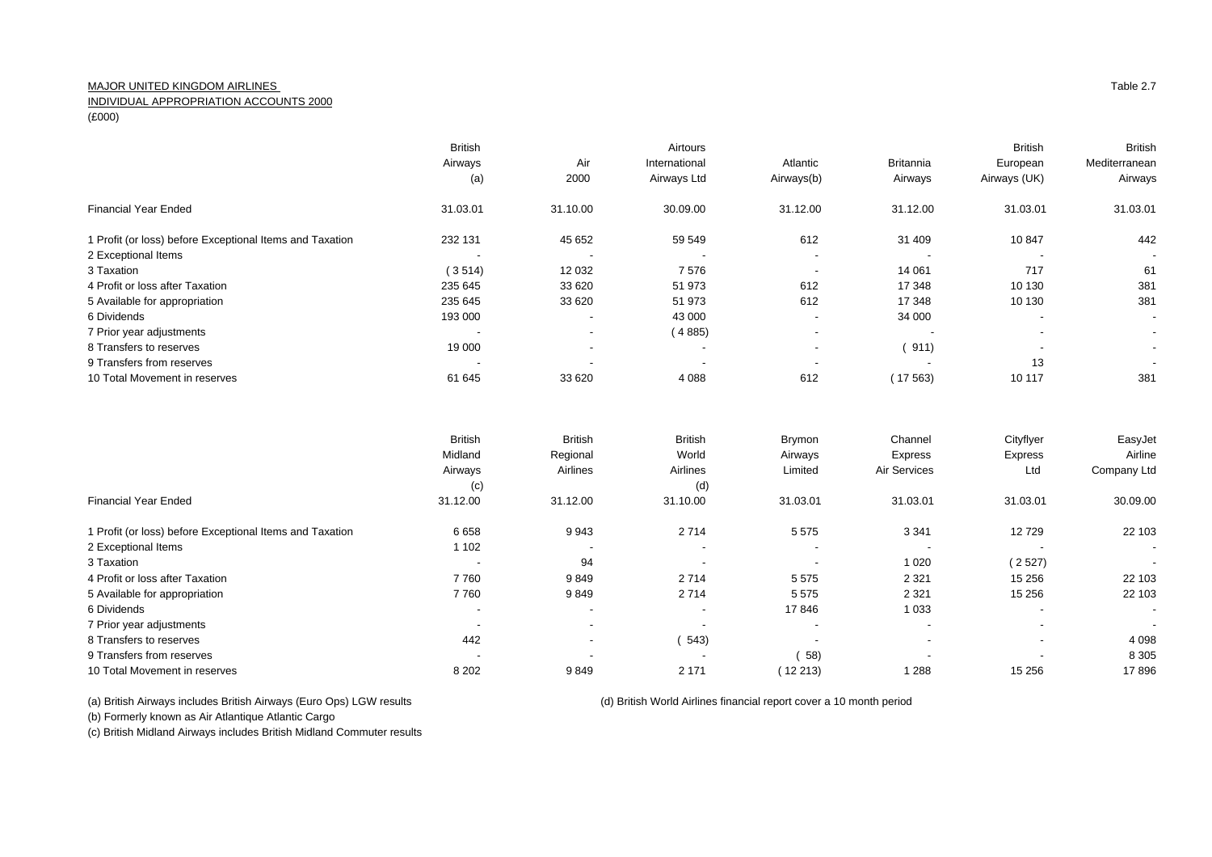MAJOR UNITED KINGDOM AIRLINES
INDIVIDUAL APPROPRIATION ACCOUNTS 2000
(£000)

Table 2.7

| | British Airways (a) | Air 2000 | Airtours International Airways Ltd | Atlantic Airways(b) | Britannia Airways | British European Airways (UK) | British Mediterranean Airways |
|---|---|---|---|---|---|---|---|
| Financial Year Ended | 31.03.01 | 31.10.00 | 30.09.00 | 31.12.00 | 31.12.00 | 31.03.01 | 31.03.01 |
| 1 Profit (or loss) before Exceptional Items and Taxation | 232 131 | 45 652 | 59 549 | 612 | 31 409 | 10 847 | 442 |
| 2 Exceptional Items | - | - | - | - | - | - | - |
| 3 Taxation | ( 3 514) | 12 032 | 7 576 | - | 14 061 | 717 | 61 |
| 4 Profit or loss after Taxation | 235 645 | 33 620 | 51 973 | 612 | 17 348 | 10 130 | 381 |
| 5 Available for appropriation | 235 645 | 33 620 | 51 973 | 612 | 17 348 | 10 130 | 381 |
| 6 Dividends | 193 000 | - | 43 000 | - | 34 000 | - | - |
| 7 Prior year adjustments | - | - | ( 4 885) | - | - | - | - |
| 8 Transfers to reserves | 19 000 | - | - | - | ( 911) | - | - |
| 9 Transfers from reserves | - | - | - | - | - | 13 | - |
| 10 Total Movement in reserves | 61 645 | 33 620 | 4 088 | 612 | ( 17 563) | 10 117 | 381 |

| | British Midland Airways (c) | British Regional Airlines | British World Airlines (d) | Brymon Airways Limited | Channel Express Air Services | Cityflyer Express Ltd | EasyJet Airline Company Ltd |
|---|---|---|---|---|---|---|---|
| Financial Year Ended | 31.12.00 | 31.12.00 | 31.10.00 | 31.03.01 | 31.03.01 | 31.03.01 | 30.09.00 |
| 1 Profit (or loss) before Exceptional Items and Taxation | 6 658 | 9 943 | 2 714 | 5 575 | 3 341 | 12 729 | 22 103 |
| 2 Exceptional Items | 1 102 | - | - | - | - | - | - |
| 3 Taxation | - | 94 | - | - | 1 020 | ( 2 527) | - |
| 4 Profit or loss after Taxation | 7 760 | 9 849 | 2 714 | 5 575 | 2 321 | 15 256 | 22 103 |
| 5 Available for appropriation | 7 760 | 9 849 | 2 714 | 5 575 | 2 321 | 15 256 | 22 103 |
| 6 Dividends | - | - | - | 17 846 | 1 033 | - | - |
| 7 Prior year adjustments | - | - | - | - | - | - | - |
| 8 Transfers to reserves | 442 | - | ( 543) | - | - | - | 4 098 |
| 9 Transfers from reserves | - | - | - | ( 58) | - | - | 8 305 |
| 10 Total Movement in reserves | 8 202 | 9 849 | 2 171 | ( 12 213) | 1 288 | 15 256 | 17 896 |

(a) British Airways includes British Airways (Euro Ops) LGW results

(b) Formerly known as Air Atlantique Atlantic Cargo

(c) British Midland Airways includes British Midland Commuter results

(d) British World Airlines financial report cover a 10 month period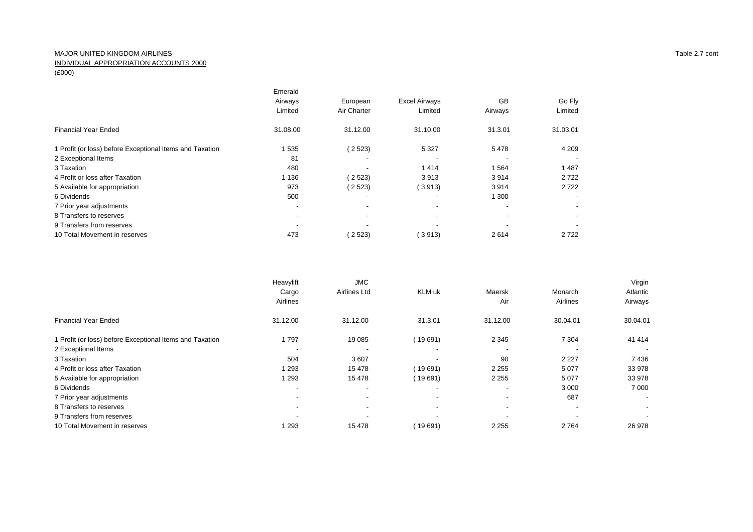MAJOR UNITED KINGDOM AIRLINES

INDIVIDUAL APPROPRIATION ACCOUNTS 2000

(£000)

Table 2.7 cont

| | Emerald Airways Limited | European Air Charter | Excel Airways Limited | GB Airways | Go Fly Limited |
|---|---|---|---|---|---|
| Financial Year Ended | 31.08.00 | 31.12.00 | 31.10.00 | 31.3.01 | 31.03.01 |
| 1 Profit (or loss) before Exceptional Items and Taxation | 1 535 | ( 2 523) | 5 327 | 5 478 | 4 209 |
| 2 Exceptional Items | 81 | - | - | - | - |
| 3 Taxation | 480 | - | 1 414 | 1 564 | 1 487 |
| 4 Profit or loss after Taxation | 1 136 | ( 2 523) | 3 913 | 3 914 | 2 722 |
| 5 Available for appropriation | 973 | ( 2 523) | ( 3 913) | 3 914 | 2 722 |
| 6 Dividends | 500 | - | - | 1 300 | - |
| 7 Prior year adjustments | - | - | - | - | - |
| 8 Transfers to reserves | - | - | - | - | - |
| 9 Transfers from reserves | - | - | - | - | - |
| 10 Total Movement in reserves | 473 | ( 2 523) | ( 3 913) | 2 614 | 2 722 |

| | Heavylift Cargo Airlines | JMC Airlines Ltd | KLM uk | Maersk Air | Monarch Airlines | Virgin Atlantic Airways |
|---|---|---|---|---|---|---|
| Financial Year Ended | 31.12.00 | 31.12.00 | 31.3.01 | 31.12.00 | 30.04.01 | 30.04.01 |
| 1 Profit (or loss) before Exceptional Items and Taxation | 1 797 | 19 085 | ( 19 691) | 2 345 | 7 304 | 41 414 |
| 2 Exceptional Items | - | - | - | - | - | - |
| 3 Taxation | 504 | 3 607 | - | 90 | 2 227 | 7 436 |
| 4 Profit or loss after Taxation | 1 293 | 15 478 | ( 19 691) | 2 255 | 5 077 | 33 978 |
| 5 Available for appropriation | 1 293 | 15 478 | ( 19 691) | 2 255 | 5 077 | 33 978 |
| 6 Dividends | - | - | - | - | 3 000 | 7 000 |
| 7 Prior year adjustments | - | - | - | - | 687 | - |
| 8 Transfers to reserves | - | - | - | - | - | - |
| 9 Transfers from reserves | - | - | - | - | - | - |
| 10 Total Movement in reserves | 1 293 | 15 478 | ( 19 691) | 2 255 | 2 764 | 26 978 |